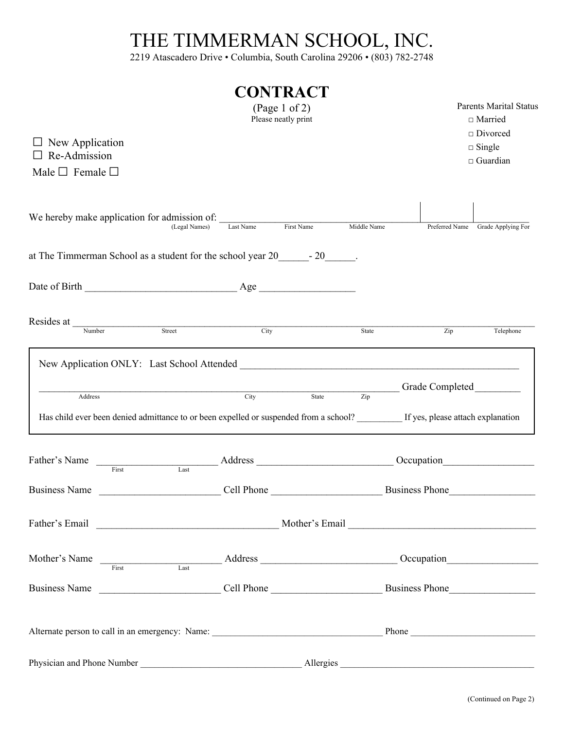# THE TIMMERMAN SCHOOL, INC.

2219 Atascadero Drive • Columbia, South Carolina 29206 • (803) 782-2748

## CONTRACT

(Page 1 of 2)

Please neatly print

Parents Marital Status
- □ Married
- □ Divorced
- □ Single
- □ Guardian

☐ New Application
☐ Re-Admission

Male ☐ Female ☐

We hereby make application for admission of: ________________________________________ | __________ | __________

(Legal Names) Last Name First Name Middle Name | Preferred Name | Grade Applying For

at The Timmerman School as a student for the school year 20______- 20______.

Date of Birth ______________________________ Age ___________________

Resides at ________________________________________________________________________________________

Number Street City State Zip Telephone

> New Application ONLY: Last School Attended ________________________________________________________
>
> ________________________________________________________________________ Grade Completed_________
>
> Address City State Zip
>
> Has child ever been denied admittance to or been expelled or suspended from a school? __________ If yes, please attach explanation

Father's Name ________________________ Address ___________________________ Occupation__________________

First Last

Business Name ________________________ Cell Phone ______________________ Business Phone_________________

Father's Email ____________________________________ Mother's Email _____________________________________

Mother's Name ________________________ Address ___________________________ Occupation__________________

First Last

Business Name ________________________ Cell Phone ______________________ Business Phone_________________

Alternate person to call in an emergency: Name: ____________________________________ Phone __________________________

Physician and Phone Number __________________________________ Allergies __________________________________________

(Continued on Page 2)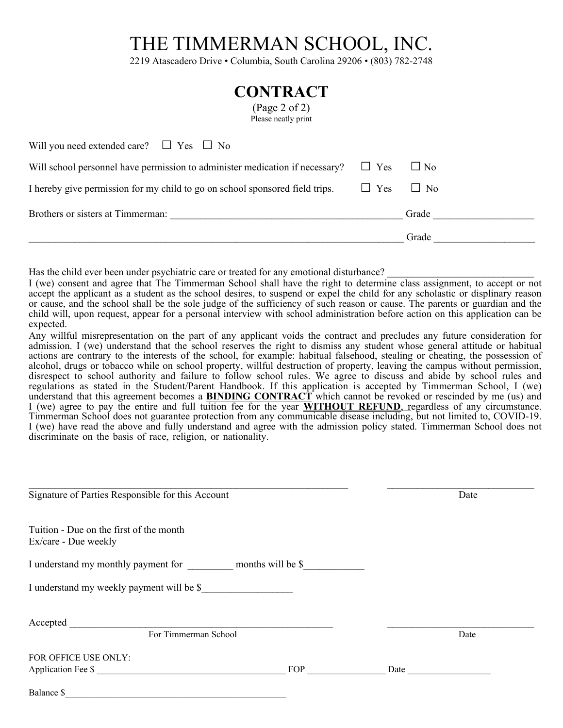# THE TIMMERMAN SCHOOL, INC.

2219 Atascadero Drive • Columbia, South Carolina 29206 • (803) 782-2748

## CONTRACT

(Page 2 of 2)

Please neatly print

Will you need extended care? ☐ Yes ☐ No

Will school personnel have permission to administer medication if necessary? ☐ Yes ☐ No

I hereby give permission for my child to go on school sponsored field trips. ☐ Yes ☐ No

Brothers or sisters at Timmerman: _______________________________________________ Grade ___________________

_____________________________________________________________________________ Grade ___________________

Has the child ever been under psychiatric care or treated for any emotional disturbance? ____________________________

I (we) consent and agree that The Timmerman School shall have the right to determine class assignment, to accept or not accept the applicant as a student as the school desires, to suspend or expel the child for any scholastic or displinary reason or cause, and the school shall be the sole judge of the sufficiency of such reason or cause. The parents or guardian and the child will, upon request, appear for a personal interview with school administration before action on this application can be expected.

Any willful misrepresentation on the part of any applicant voids the contract and precludes any future consideration for admission. I (we) understand that the school reserves the right to dismiss any student whose general attitude or habitual actions are contrary to the interests of the school, for example: habitual falsehood, stealing or cheating, the possession of alcohol, drugs or tobacco while on school property, willful destruction of property, leaving the campus without permission, disrespect to school authority and failure to follow school rules. We agree to discuss and abide by school rules and regulations as stated in the Student/Parent Handbook. If this application is accepted by Timmerman School, I (we) understand that this agreement becomes a **BINDING CONTRACT** which cannot be revoked or rescinded by me (us) and I (we) agree to pay the entire and full tuition fee for the year **WITHOUT REFUND**, regardless of any circumstance. Timmerman School does not guarantee protection from any communicable disease including, but not limited to, COVID-19. I (we) have read the above and fully understand and agree with the admission policy stated. Timmerman School does not discriminate on the basis of race, religion, or nationality.

_________________________________________________________________ ______________________________

Signature of Parties Responsible for this Account Date

Tuition - Due on the first of the month

Ex/care - Due weekly

I understand my monthly payment for _________ months will be $____________

I understand my weekly payment will be $__________________

Accepted ______________________________________________________ ______________________________

For Timmerman School Date

FOR OFFICE USE ONLY:

Application Fee $ ________________________________________ FOP ________________ Date _________________

Balance $_______________________________________________